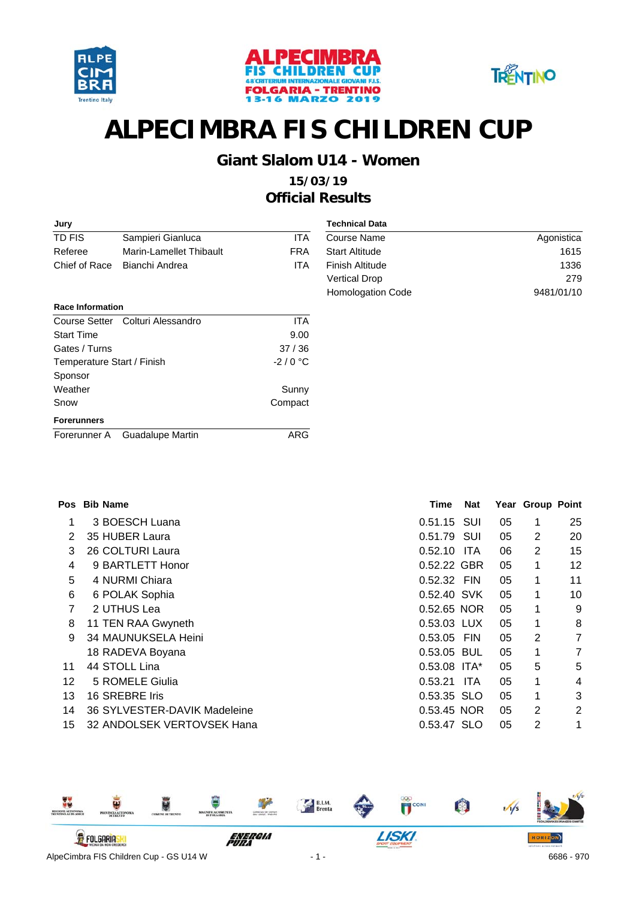# ALPECIMBRA FIS CHILDREN CUP

## Giant Slalom U14 - Women

**15/03/19**

**Official Results**

**Jury**

| | | |
|---|---|---|
| TD FIS | Sampieri Gianluca | ITA |
| Referee | Marin-Lamellet Thibault | FRA |
| Chief of Race | Bianchi Andrea | ITA |

**Technical Data**

| | |
|---|---|
| Course Name | Agonistica |
| Start Altitude | 1615 |
| Finish Altitude | 1336 |
| Vertical Drop | 279 |
| Homologation Code | 9481/01/10 |

**Race Information**

| | | |
|---|---|---|
| Course Setter | Colturi Alessandro | ITA |
| Start Time | | 9.00 |
| Gates / Turns | | 37 / 36 |
| Temperature Start / Finish | | -2 / 0 °C |
| Sponsor | | |
| Weather | | Sunny |
| Snow | | Compact |

**Forerunners**

| | | |
|---|---|---|
| Forerunner A | Guadalupe Martin | ARG |

| Pos | Bib | Name | Time | Nat | Year | Group | Point |
|---|---|---|---|---|---|---|---|
| 1 | 3 | BOESCH Luana | 0.51.15 | SUI | 05 | 1 | 25 |
| 2 | 35 | HUBER Laura | 0.51.79 | SUI | 05 | 2 | 20 |
| 3 | 26 | COLTURI Laura | 0.52.10 | ITA | 06 | 2 | 15 |
| 4 | 9 | BARTLETT Honor | 0.52.22 | GBR | 05 | 1 | 12 |
| 5 | 4 | NURMI Chiara | 0.52.32 | FIN | 05 | 1 | 11 |
| 6 | 6 | POLAK Sophia | 0.52.40 | SVK | 05 | 1 | 10 |
| 7 | 2 | UTHUS Lea | 0.52.65 | NOR | 05 | 1 | 9 |
| 8 | 11 | TEN RAA Gwyneth | 0.53.03 | LUX | 05 | 1 | 8 |
| 9 | 34 | MAUNUKSELA Heini | 0.53.05 | FIN | 05 | 2 | 7 |
| | 18 | RADEVA Boyana | 0.53.05 | BUL | 05 | 1 | 7 |
| 11 | 44 | STOLL Lina | 0.53.08 | ITA* | 05 | 5 | 5 |
| 12 | 5 | ROMELE Giulia | 0.53.21 | ITA | 05 | 1 | 4 |
| 13 | 16 | SREBRE Iris | 0.53.35 | SLO | 05 | 1 | 3 |
| 14 | 36 | SYLVESTER-DAVIK Madeleine | 0.53.45 | NOR | 05 | 2 | 2 |
| 15 | 32 | ANDOLSEK VERTOVSEK Hana | 0.53.47 | SLO | 05 | 2 | 1 |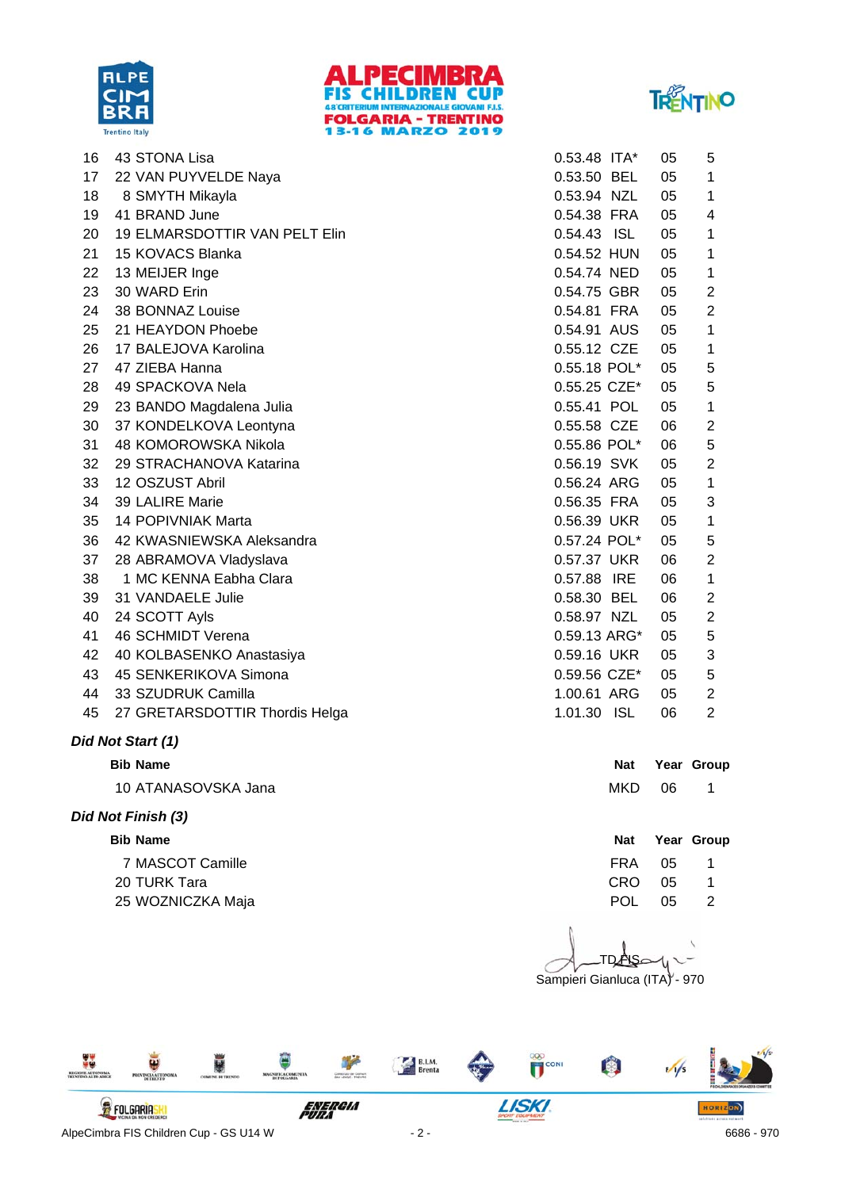| Rank | Bib | Name | Time | Nat | Year | Group |
|---|---|---|---|---|---|---|
| 16 | 43 | STONA Lisa | 0.53.48 | ITA* | 05 | 5 |
| 17 | 22 | VAN PUYVELDE Naya | 0.53.50 | BEL | 05 | 1 |
| 18 | 8 | SMYTH Mikayla | 0.53.94 | NZL | 05 | 1 |
| 19 | 41 | BRAND June | 0.54.38 | FRA | 05 | 4 |
| 20 | 19 | ELMARSDOTTIR VAN PELT Elin | 0.54.43 | ISL | 05 | 1 |
| 21 | 15 | KOVACS Blanka | 0.54.52 | HUN | 05 | 1 |
| 22 | 13 | MEIJER Inge | 0.54.74 | NED | 05 | 1 |
| 23 | 30 | WARD Erin | 0.54.75 | GBR | 05 | 2 |
| 24 | 38 | BONNAZ Louise | 0.54.81 | FRA | 05 | 2 |
| 25 | 21 | HEAYDON Phoebe | 0.54.91 | AUS | 05 | 1 |
| 26 | 17 | BALEJOVA Karolina | 0.55.12 | CZE | 05 | 1 |
| 27 | 47 | ZIEBA Hanna | 0.55.18 | POL* | 05 | 5 |
| 28 | 49 | SPACKOVA Nela | 0.55.25 | CZE* | 05 | 5 |
| 29 | 23 | BANDO Magdalena Julia | 0.55.41 | POL | 05 | 1 |
| 30 | 37 | KONDELKOVA Leontyna | 0.55.58 | CZE | 06 | 2 |
| 31 | 48 | KOMOROWSKA Nikola | 0.55.86 | POL* | 06 | 5 |
| 32 | 29 | STRACHANOVA Katarina | 0.56.19 | SVK | 05 | 2 |
| 33 | 12 | OSZUST Abril | 0.56.24 | ARG | 05 | 1 |
| 34 | 39 | LALIRE Marie | 0.56.35 | FRA | 05 | 3 |
| 35 | 14 | POPIVNIAK Marta | 0.56.39 | UKR | 05 | 1 |
| 36 | 42 | KWASNIEWSKA Aleksandra | 0.57.24 | POL* | 05 | 5 |
| 37 | 28 | ABRAMOVA Vladyslava | 0.57.37 | UKR | 06 | 2 |
| 38 | 1 | MC KENNA Eabha Clara | 0.57.88 | IRE | 06 | 1 |
| 39 | 31 | VANDAELE Julie | 0.58.30 | BEL | 06 | 2 |
| 40 | 24 | SCOTT Ayls | 0.58.97 | NZL | 05 | 2 |
| 41 | 46 | SCHMIDT Verena | 0.59.13 | ARG* | 05 | 5 |
| 42 | 40 | KOLBASENKO Anastasiya | 0.59.16 | UKR | 05 | 3 |
| 43 | 45 | SENKERIKOVA Simona | 0.59.56 | CZE* | 05 | 5 |
| 44 | 33 | SZUDRUK Camilla | 1.00.61 | ARG | 05 | 2 |
| 45 | 27 | GRETARSDOTTIR Thordis Helga | 1.01.30 | ISL | 06 | 2 |

### *Did Not Start (1)*

| Bib | Name | Nat | Year | Group |
|---|---|---|---|---|
| 10 | ATANASOVSKA Jana | MKD | 06 | 1 |

### *Did Not Finish (3)*

| Bib | Name | Nat | Year | Group |
|---|---|---|---|---|
| 7 | MASCOT Camille | FRA | 05 | 1 |
| 20 | TURK Tara | CRO | 05 | 1 |
| 25 | WOZNICZKA Maja | POL | 05 | 2 |

TD FIS
Sampieri Gianluca (ITA) - 970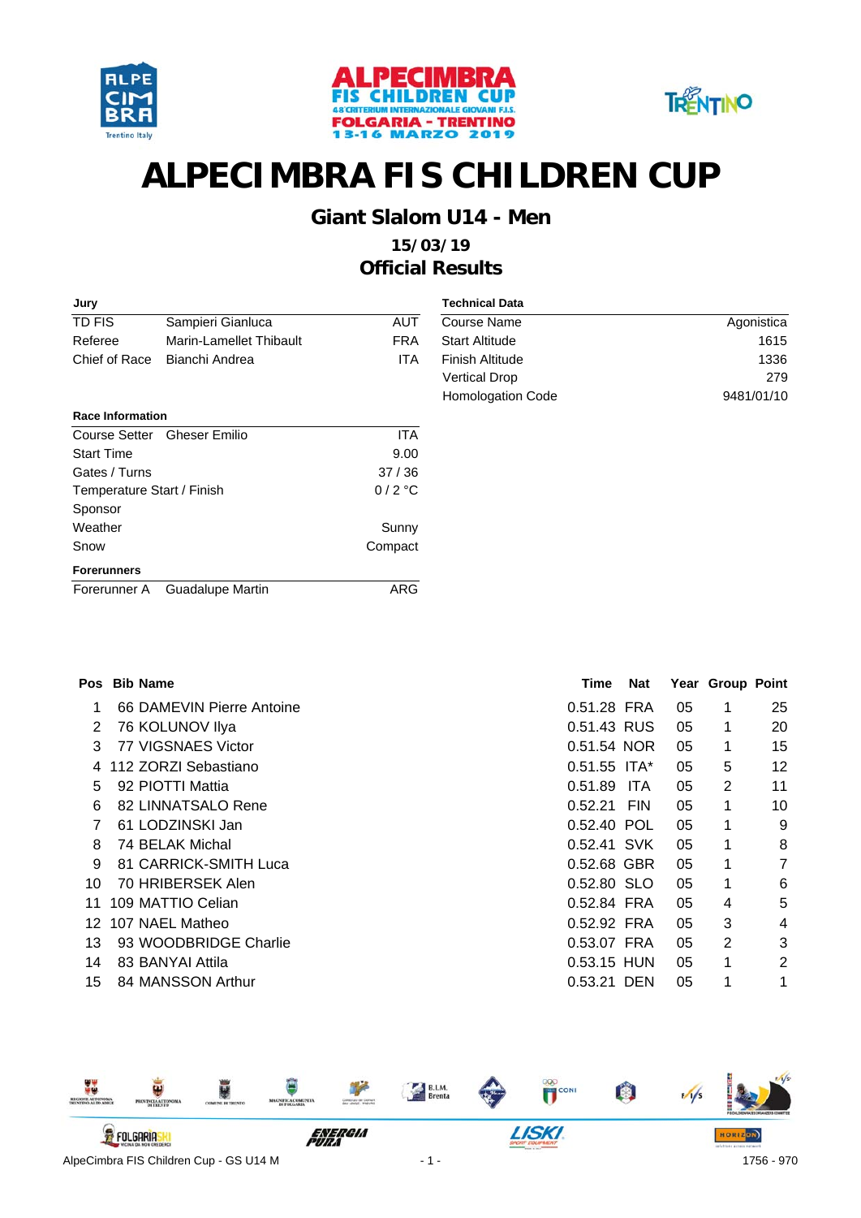# ALPECIMBRA FIS CHILDREN CUP

## Giant Slalom U14 - Men

### 15/03/19

### Official Results

**Jury**

| | | |
|---|---|---|
| TD FIS | Sampieri Gianluca | AUT |
| Referee | Marin-Lamellet Thibault | FRA |
| Chief of Race | Bianchi Andrea | ITA |

**Technical Data**

| | |
|---|---|
| Course Name | Agonistica |
| Start Altitude | 1615 |
| Finish Altitude | 1336 |
| Vertical Drop | 279 |
| Homologation Code | 9481/01/10 |

**Race Information**

| | | |
|---|---|---|
| Course Setter | Gheser Emilio | ITA |
| Start Time | | 9.00 |
| Gates / Turns | | 37 / 36 |
| Temperature Start / Finish | | 0 / 2 °C |
| Sponsor | | |
| Weather | | Sunny |
| Snow | | Compact |

**Forerunners**

| | | |
|---|---|---|
| Forerunner A | Guadalupe Martin | ARG |

| Pos | Bib | Name | Time | Nat | Year | Group | Point |
|---|---|---|---|---|---|---|---|
| 1 | 66 | DAMEVIN Pierre Antoine | 0.51.28 | FRA | 05 | 1 | 25 |
| 2 | 76 | KOLUNOV Ilya | 0.51.43 | RUS | 05 | 1 | 20 |
| 3 | 77 | VIGSNAES Victor | 0.51.54 | NOR | 05 | 1 | 15 |
| 4 | 112 | ZORZI Sebastiano | 0.51.55 | ITA* | 05 | 5 | 12 |
| 5 | 92 | PIOTTI Mattia | 0.51.89 | ITA | 05 | 2 | 11 |
| 6 | 82 | LINNATSALO Rene | 0.52.21 | FIN | 05 | 1 | 10 |
| 7 | 61 | LODZINSKI Jan | 0.52.40 | POL | 05 | 1 | 9 |
| 8 | 74 | BELAK Michal | 0.52.41 | SVK | 05 | 1 | 8 |
| 9 | 81 | CARRICK-SMITH Luca | 0.52.68 | GBR | 05 | 1 | 7 |
| 10 | 70 | HRIBERSEK Alen | 0.52.80 | SLO | 05 | 1 | 6 |
| 11 | 109 | MATTIO Celian | 0.52.84 | FRA | 05 | 4 | 5 |
| 12 | 107 | NAEL Matheo | 0.52.92 | FRA | 05 | 3 | 4 |
| 13 | 93 | WOODBRIDGE Charlie | 0.53.07 | FRA | 05 | 2 | 3 |
| 14 | 83 | BANYAI Attila | 0.53.15 | HUN | 05 | 1 | 2 |
| 15 | 84 | MANSSON Arthur | 0.53.21 | DEN | 05 | 1 | 1 |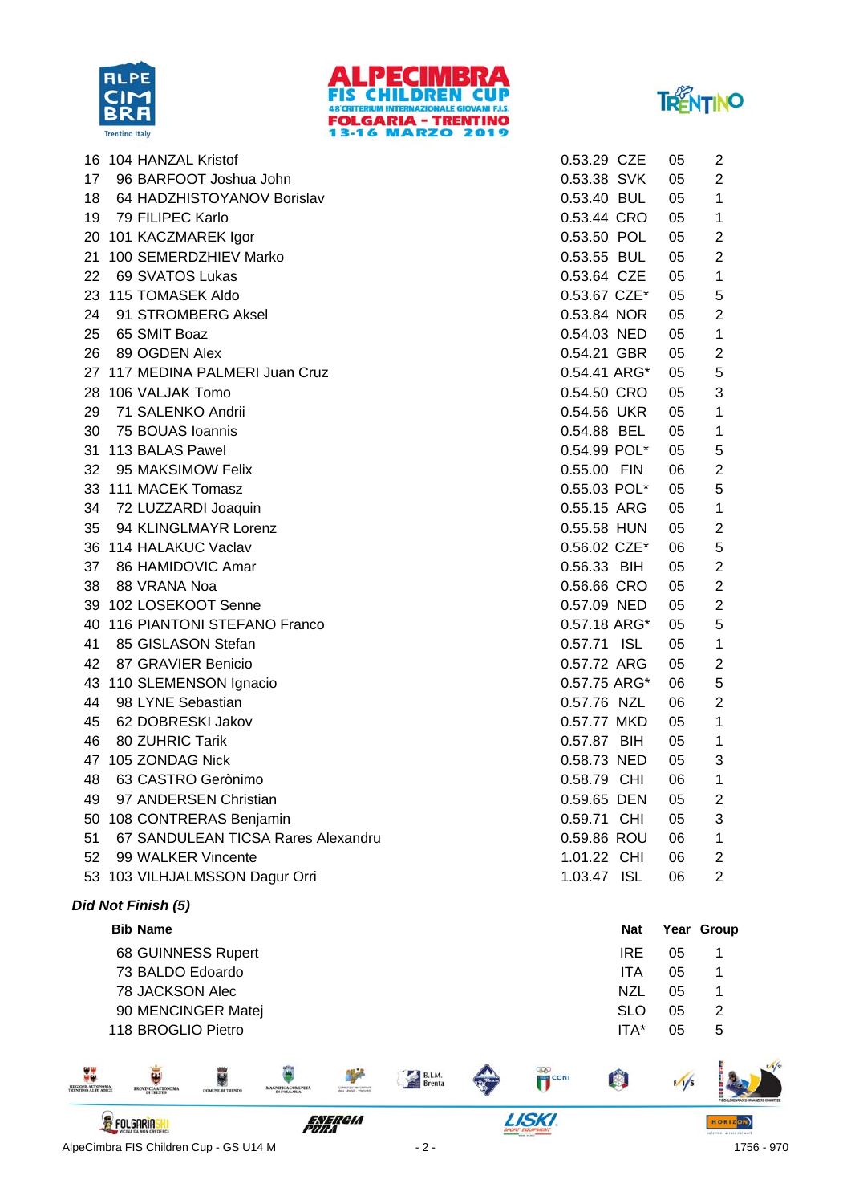| Rank | Bib | Name | Time | Nat | Year | Group |
|---|---|---|---|---|---|---|
| 16 | 104 | HANZAL Kristof | 0.53.29 | CZE | 05 | 2 |
| 17 | 96 | BARFOOT Joshua John | 0.53.38 | SVK | 05 | 2 |
| 18 | 64 | HADZHISTOYANOV Borislav | 0.53.40 | BUL | 05 | 1 |
| 19 | 79 | FILIPEC Karlo | 0.53.44 | CRO | 05 | 1 |
| 20 | 101 | KACZMAREK Igor | 0.53.50 | POL | 05 | 2 |
| 21 | 100 | SEMERDZHIEV Marko | 0.53.55 | BUL | 05 | 2 |
| 22 | 69 | SVATOS Lukas | 0.53.64 | CZE | 05 | 1 |
| 23 | 115 | TOMASEK Aldo | 0.53.67 | CZE* | 05 | 5 |
| 24 | 91 | STROMBERG Aksel | 0.53.84 | NOR | 05 | 2 |
| 25 | 65 | SMIT Boaz | 0.54.03 | NED | 05 | 1 |
| 26 | 89 | OGDEN Alex | 0.54.21 | GBR | 05 | 2 |
| 27 | 117 | MEDINA PALMERI Juan Cruz | 0.54.41 | ARG* | 05 | 5 |
| 28 | 106 | VALJAK Tomo | 0.54.50 | CRO | 05 | 3 |
| 29 | 71 | SALENKO Andrii | 0.54.56 | UKR | 05 | 1 |
| 30 | 75 | BOUAS Ioannis | 0.54.88 | BEL | 05 | 1 |
| 31 | 113 | BALAS Pawel | 0.54.99 | POL* | 05 | 5 |
| 32 | 95 | MAKSIMOW Felix | 0.55.00 | FIN | 06 | 2 |
| 33 | 111 | MACEK Tomasz | 0.55.03 | POL* | 05 | 5 |
| 34 | 72 | LUZZARDI Joaquin | 0.55.15 | ARG | 05 | 1 |
| 35 | 94 | KLINGLMAYR Lorenz | 0.55.58 | HUN | 05 | 2 |
| 36 | 114 | HALAKUC Vaclav | 0.56.02 | CZE* | 06 | 5 |
| 37 | 86 | HAMIDOVIC Amar | 0.56.33 | BIH | 05 | 2 |
| 38 | 88 | VRANA Noa | 0.56.66 | CRO | 05 | 2 |
| 39 | 102 | LOSEKOOT Senne | 0.57.09 | NED | 05 | 2 |
| 40 | 116 | PIANTONI STEFANO Franco | 0.57.18 | ARG* | 05 | 5 |
| 41 | 85 | GISLASON Stefan | 0.57.71 | ISL | 05 | 1 |
| 42 | 87 | GRAVIER Benicio | 0.57.72 | ARG | 05 | 2 |
| 43 | 110 | SLEMENSON Ignacio | 0.57.75 | ARG* | 06 | 5 |
| 44 | 98 | LYNE Sebastian | 0.57.76 | NZL | 06 | 2 |
| 45 | 62 | DOBRESKI Jakov | 0.57.77 | MKD | 05 | 1 |
| 46 | 80 | ZUHRIC Tarik | 0.57.87 | BIH | 05 | 1 |
| 47 | 105 | ZONDAG Nick | 0.58.73 | NED | 05 | 3 |
| 48 | 63 | CASTRO Gerònimo | 0.58.79 | CHI | 06 | 1 |
| 49 | 97 | ANDERSEN Christian | 0.59.65 | DEN | 05 | 2 |
| 50 | 108 | CONTRERAS Benjamin | 0.59.71 | CHI | 05 | 3 |
| 51 | 67 | SANDULEAN TICSA Rares Alexandru | 0.59.86 | ROU | 06 | 1 |
| 52 | 99 | WALKER Vincente | 1.01.22 | CHI | 06 | 2 |
| 53 | 103 | VILHJALMSSON Dagur Orri | 1.03.47 | ISL | 06 | 2 |

***Did Not Finish (5)***

| Bib | Name | Nat | Year | Group |
|---|---|---|---|---|
| 68 | GUINNESS Rupert | IRE | 05 | 1 |
| 73 | BALDO Edoardo | ITA | 05 | 1 |
| 78 | JACKSON Alec | NZL | 05 | 1 |
| 90 | MENCINGER Matej | SLO | 05 | 2 |
| 118 | BROGLIO Pietro | ITA* | 05 | 5 |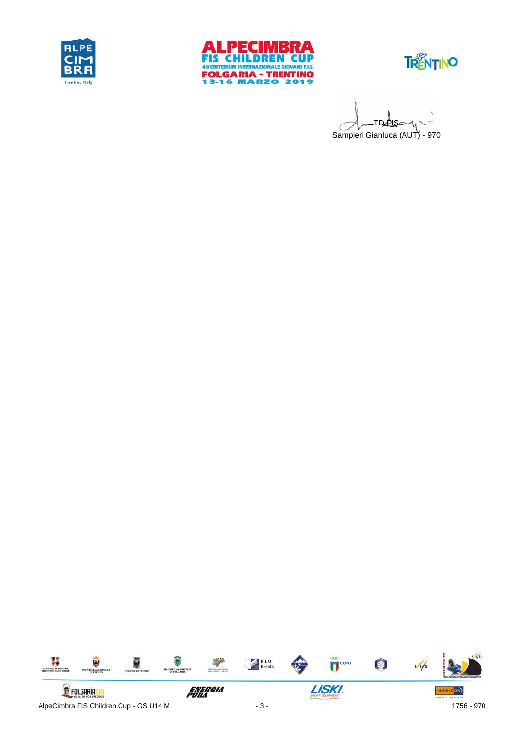TD FIS

Sampieri Gianluca (AUT) - 970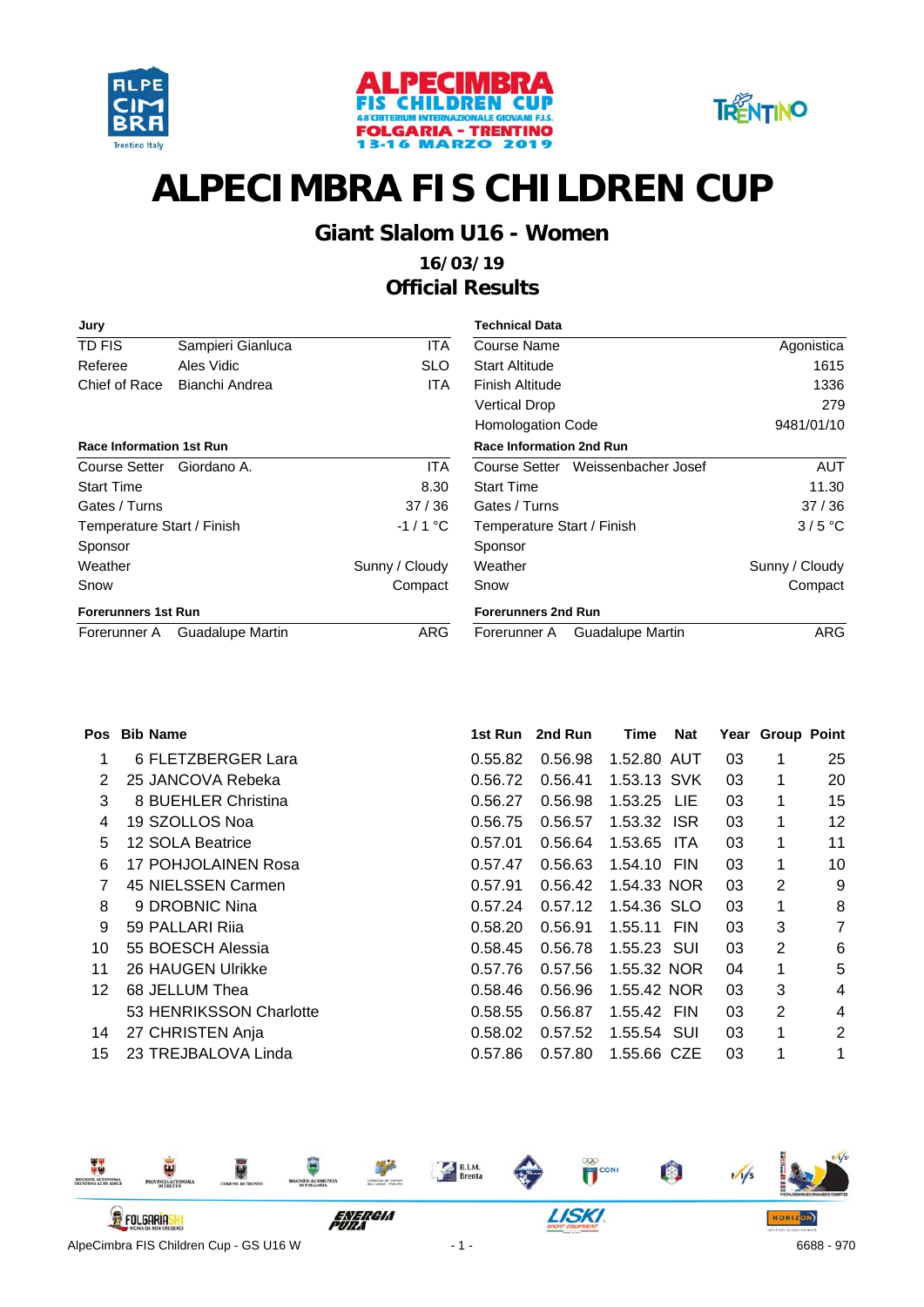# ALPECIMBRA FIS CHILDREN CUP

## Giant Slalom U16 - Women

### 16/03/19

### Official Results

| Jury | | |
|---|---|---|
| TD FIS | Sampieri Gianluca | ITA |
| Referee | Ales Vidic | SLO |
| Chief of Race | Bianchi Andrea | ITA |

| Technical Data | |
|---|---|
| Course Name | Agonistica |
| Start Altitude | 1615 |
| Finish Altitude | 1336 |
| Vertical Drop | 279 |
| Homologation Code | 9481/01/10 |

| Race Information 1st Run | | |
|---|---|---|
| Course Setter | Giordano A. | ITA |
| Start Time | | 8.30 |
| Gates / Turns | | 37 / 36 |
| Temperature Start / Finish | | -1 / 1 °C |
| Sponsor | | |
| Weather | | Sunny / Cloudy |
| Snow | | Compact |

| Race Information 2nd Run | | |
|---|---|---|
| Course Setter | Weissenbacher Josef | AUT |
| Start Time | | 11.30 |
| Gates / Turns | | 37 / 36 |
| Temperature Start / Finish | | 3 / 5 °C |
| Sponsor | | |
| Weather | | Sunny / Cloudy |
| Snow | | Compact |

| Forerunners 1st Run | | |
|---|---|---|
| Forerunner A | Guadalupe Martin | ARG |

| Forerunners 2nd Run | | |
|---|---|---|
| Forerunner A | Guadalupe Martin | ARG |

| Pos | Bib | Name | 1st Run | 2nd Run | Time | Nat | Year | Group | Point |
|---|---|---|---|---|---|---|---|---|---|
| 1 | 6 | FLETZBERGER Lara | 0.55.82 | 0.56.98 | 1.52.80 | AUT | 03 | 1 | 25 |
| 2 | 25 | JANCOVA Rebeka | 0.56.72 | 0.56.41 | 1.53.13 | SVK | 03 | 1 | 20 |
| 3 | 8 | BUEHLER Christina | 0.56.27 | 0.56.98 | 1.53.25 | LIE | 03 | 1 | 15 |
| 4 | 19 | SZOLLOS Noa | 0.56.75 | 0.56.57 | 1.53.32 | ISR | 03 | 1 | 12 |
| 5 | 12 | SOLA Beatrice | 0.57.01 | 0.56.64 | 1.53.65 | ITA | 03 | 1 | 11 |
| 6 | 17 | POHJOLAINEN Rosa | 0.57.47 | 0.56.63 | 1.54.10 | FIN | 03 | 1 | 10 |
| 7 | 45 | NIELSSEN Carmen | 0.57.91 | 0.56.42 | 1.54.33 | NOR | 03 | 2 | 9 |
| 8 | 9 | DROBNIC Nina | 0.57.24 | 0.57.12 | 1.54.36 | SLO | 03 | 1 | 8 |
| 9 | 59 | PALLARI Riia | 0.58.20 | 0.56.91 | 1.55.11 | FIN | 03 | 3 | 7 |
| 10 | 55 | BOESCH Alessia | 0.58.45 | 0.56.78 | 1.55.23 | SUI | 03 | 2 | 6 |
| 11 | 26 | HAUGEN Ulrikke | 0.57.76 | 0.57.56 | 1.55.32 | NOR | 04 | 1 | 5 |
| 12 | 68 | JELLUM Thea | 0.58.46 | 0.56.96 | 1.55.42 | NOR | 03 | 3 | 4 |
| | 53 | HENRIKSSON Charlotte | 0.58.55 | 0.56.87 | 1.55.42 | FIN | 03 | 2 | 4 |
| 14 | 27 | CHRISTEN Anja | 0.58.02 | 0.57.52 | 1.55.54 | SUI | 03 | 1 | 2 |
| 15 | 23 | TREJBALOVA Linda | 0.57.86 | 0.57.80 | 1.55.66 | CZE | 03 | 1 | 1 |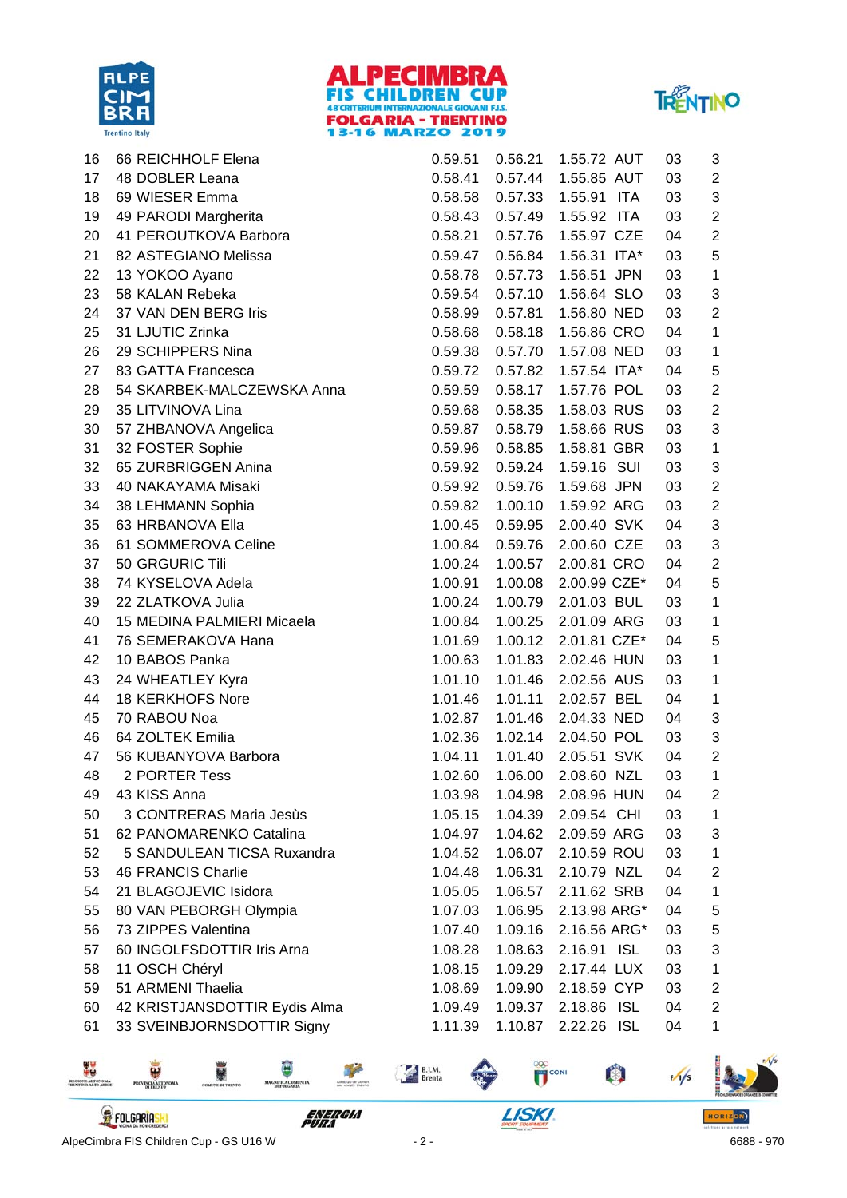| Rank | Bib | Name | Run 1 | Run 2 | Total | Nation | Year | Class |
|---|---|---|---|---|---|---|---|---|
| 16 | 66 | REICHHOLF Elena | 0.59.51 | 0.56.21 | 1.55.72 | AUT | 03 | 3 |
| 17 | 48 | DOBLER Leana | 0.58.41 | 0.57.44 | 1.55.85 | AUT | 03 | 2 |
| 18 | 69 | WIESER Emma | 0.58.58 | 0.57.33 | 1.55.91 | ITA | 03 | 3 |
| 19 | 49 | PARODI Margherita | 0.58.43 | 0.57.49 | 1.55.92 | ITA | 03 | 2 |
| 20 | 41 | PEROUTKOVA Barbora | 0.58.21 | 0.57.76 | 1.55.97 | CZE | 04 | 2 |
| 21 | 82 | ASTEGIANO Melissa | 0.59.47 | 0.56.84 | 1.56.31 | ITA* | 03 | 5 |
| 22 | 13 | YOKOO Ayano | 0.58.78 | 0.57.73 | 1.56.51 | JPN | 03 | 1 |
| 23 | 58 | KALAN Rebeka | 0.59.54 | 0.57.10 | 1.56.64 | SLO | 03 | 3 |
| 24 | 37 | VAN DEN BERG Iris | 0.58.99 | 0.57.81 | 1.56.80 | NED | 03 | 2 |
| 25 | 31 | LJUTIC Zrinka | 0.58.68 | 0.58.18 | 1.56.86 | CRO | 04 | 1 |
| 26 | 29 | SCHIPPERS Nina | 0.59.38 | 0.57.70 | 1.57.08 | NED | 03 | 1 |
| 27 | 83 | GATTA Francesca | 0.59.72 | 0.57.82 | 1.57.54 | ITA* | 04 | 5 |
| 28 | 54 | SKARBEK-MALCZEWSKA Anna | 0.59.59 | 0.58.17 | 1.57.76 | POL | 03 | 2 |
| 29 | 35 | LITVINOVA Lina | 0.59.68 | 0.58.35 | 1.58.03 | RUS | 03 | 2 |
| 30 | 57 | ZHBANOVA Angelica | 0.59.87 | 0.58.79 | 1.58.66 | RUS | 03 | 3 |
| 31 | 32 | FOSTER Sophie | 0.59.96 | 0.58.85 | 1.58.81 | GBR | 03 | 1 |
| 32 | 65 | ZURBRIGGEN Anina | 0.59.92 | 0.59.24 | 1.59.16 | SUI | 03 | 3 |
| 33 | 40 | NAKAYAMA Misaki | 0.59.92 | 0.59.76 | 1.59.68 | JPN | 03 | 2 |
| 34 | 38 | LEHMANN Sophia | 0.59.82 | 1.00.10 | 1.59.92 | ARG | 03 | 2 |
| 35 | 63 | HRBANOVA Ella | 1.00.45 | 0.59.95 | 2.00.40 | SVK | 04 | 3 |
| 36 | 61 | SOMMEROVA Celine | 1.00.84 | 0.59.76 | 2.00.60 | CZE | 03 | 3 |
| 37 | 50 | GRGURIC Tili | 1.00.24 | 1.00.57 | 2.00.81 | CRO | 04 | 2 |
| 38 | 74 | KYSELOVA Adela | 1.00.91 | 1.00.08 | 2.00.99 | CZE* | 04 | 5 |
| 39 | 22 | ZLATKOVA Julia | 1.00.24 | 1.00.79 | 2.01.03 | BUL | 03 | 1 |
| 40 | 15 | MEDINA PALMIERI Micaela | 1.00.84 | 1.00.25 | 2.01.09 | ARG | 03 | 1 |
| 41 | 76 | SEMERAKOVA Hana | 1.01.69 | 1.00.12 | 2.01.81 | CZE* | 04 | 5 |
| 42 | 10 | BABOS Panka | 1.00.63 | 1.01.83 | 2.02.46 | HUN | 03 | 1 |
| 43 | 24 | WHEATLEY Kyra | 1.01.10 | 1.01.46 | 2.02.56 | AUS | 03 | 1 |
| 44 | 18 | KERKHOFS Nore | 1.01.46 | 1.01.11 | 2.02.57 | BEL | 04 | 1 |
| 45 | 70 | RABOU Noa | 1.02.87 | 1.01.46 | 2.04.33 | NED | 04 | 3 |
| 46 | 64 | ZOLTEK Emilia | 1.02.36 | 1.02.14 | 2.04.50 | POL | 03 | 3 |
| 47 | 56 | KUBANYOVA Barbora | 1.04.11 | 1.01.40 | 2.05.51 | SVK | 04 | 2 |
| 48 | 2 | PORTER Tess | 1.02.60 | 1.06.00 | 2.08.60 | NZL | 03 | 1 |
| 49 | 43 | KISS Anna | 1.03.98 | 1.04.98 | 2.08.96 | HUN | 04 | 2 |
| 50 | 3 | CONTRERAS Maria Jesùs | 1.05.15 | 1.04.39 | 2.09.54 | CHI | 03 | 1 |
| 51 | 62 | PANOMARENKO Catalina | 1.04.97 | 1.04.62 | 2.09.59 | ARG | 03 | 3 |
| 52 | 5 | SANDULEAN TICSA Ruxandra | 1.04.52 | 1.06.07 | 2.10.59 | ROU | 03 | 1 |
| 53 | 46 | FRANCIS Charlie | 1.04.48 | 1.06.31 | 2.10.79 | NZL | 04 | 2 |
| 54 | 21 | BLAGOJEVIC Isidora | 1.05.05 | 1.06.57 | 2.11.62 | SRB | 04 | 1 |
| 55 | 80 | VAN PEBORGH Olympia | 1.07.03 | 1.06.95 | 2.13.98 | ARG* | 04 | 5 |
| 56 | 73 | ZIPPES Valentina | 1.07.40 | 1.09.16 | 2.16.56 | ARG* | 03 | 5 |
| 57 | 60 | INGOLFSDOTTIR Iris Arna | 1.08.28 | 1.08.63 | 2.16.91 | ISL | 03 | 3 |
| 58 | 11 | OSCH Chéryl | 1.08.15 | 1.09.29 | 2.17.44 | LUX | 03 | 1 |
| 59 | 51 | ARMENI Thaelia | 1.08.69 | 1.09.90 | 2.18.59 | CYP | 03 | 2 |
| 60 | 42 | KRISTJANSDOTTIR Eydis Alma | 1.09.49 | 1.09.37 | 2.18.86 | ISL | 04 | 2 |
| 61 | 33 | SVEINBJORNSDOTTIR Signy | 1.11.39 | 1.10.87 | 2.22.26 | ISL | 04 | 1 |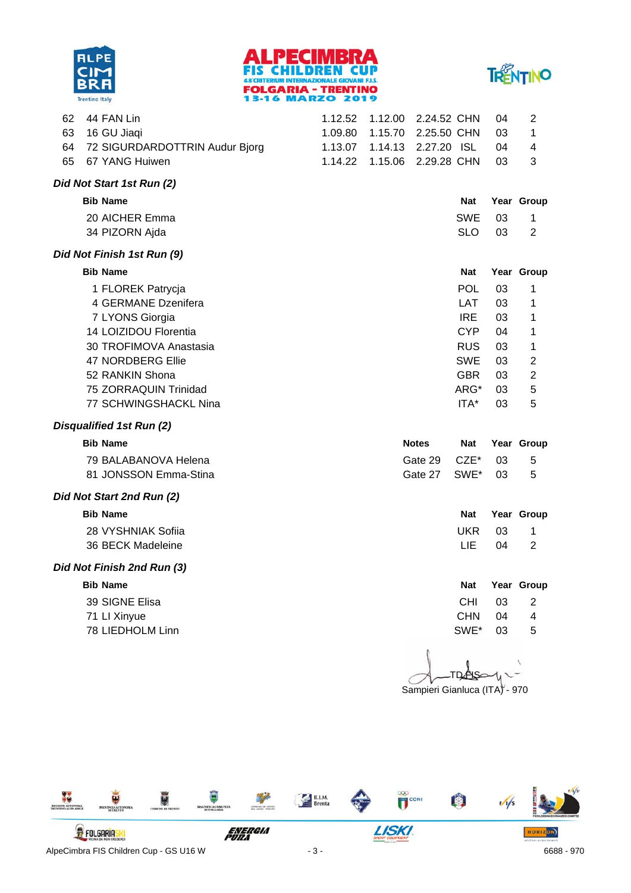| | | | | | | | |
|---|---|---|---|---|---|---|---|
| 62 | 44 FAN Lin | 1.12.52 | 1.12.00 | 2.24.52 | CHN | 04 | 2 |
| 63 | 16 GU Jiaqi | 1.09.80 | 1.15.70 | 2.25.50 | CHN | 03 | 1 |
| 64 | 72 SIGURDARDOTTRIN Audur Bjorg | 1.13.07 | 1.14.13 | 2.27.20 | ISL | 04 | 4 |
| 65 | 67 YANG Huiwen | 1.14.22 | 1.15.06 | 2.29.28 | CHN | 03 | 3 |

### *Did Not Start 1st Run (2)*

| Bib Name | Nat | Year | Group |
|---|---|---|---|
| 20 AICHER Emma | SWE | 03 | 1 |
| 34 PIZORN Ajda | SLO | 03 | 2 |

### *Did Not Finish 1st Run (9)*

| Bib Name | Nat | Year | Group |
|---|---|---|---|
| 1 FLOREK Patrycja | POL | 03 | 1 |
| 4 GERMANE Dzenifera | LAT | 03 | 1 |
| 7 LYONS Giorgia | IRE | 03 | 1 |
| 14 LOIZIDOU Florentia | CYP | 04 | 1 |
| 30 TROFIMOVA Anastasia | RUS | 03 | 1 |
| 47 NORDBERG Ellie | SWE | 03 | 2 |
| 52 RANKIN Shona | GBR | 03 | 2 |
| 75 ZORRAQUIN Trinidad | ARG* | 03 | 5 |
| 77 SCHWINGSHACKL Nina | ITA* | 03 | 5 |

### *Disqualified 1st Run (2)*

| Bib Name | Notes | Nat | Year | Group |
|---|---|---|---|---|
| 79 BALABANOVA Helena | Gate 29 | CZE* | 03 | 5 |
| 81 JONSSON Emma-Stina | Gate 27 | SWE* | 03 | 5 |

### *Did Not Start 2nd Run (2)*

| Bib Name | Nat | Year | Group |
|---|---|---|---|
| 28 VYSHNIAK Sofiia | UKR | 03 | 1 |
| 36 BECK Madeleine | LIE | 04 | 2 |

### *Did Not Finish 2nd Run (3)*

| Bib Name | Nat | Year | Group |
|---|---|---|---|
| 39 SIGNE Elisa | CHI | 03 | 2 |
| 71 LI Xinyue | CHN | 04 | 4 |
| 78 LIEDHOLM Linn | SWE* | 03 | 5 |

TD FIS

Sampieri Gianluca (ITA) - 970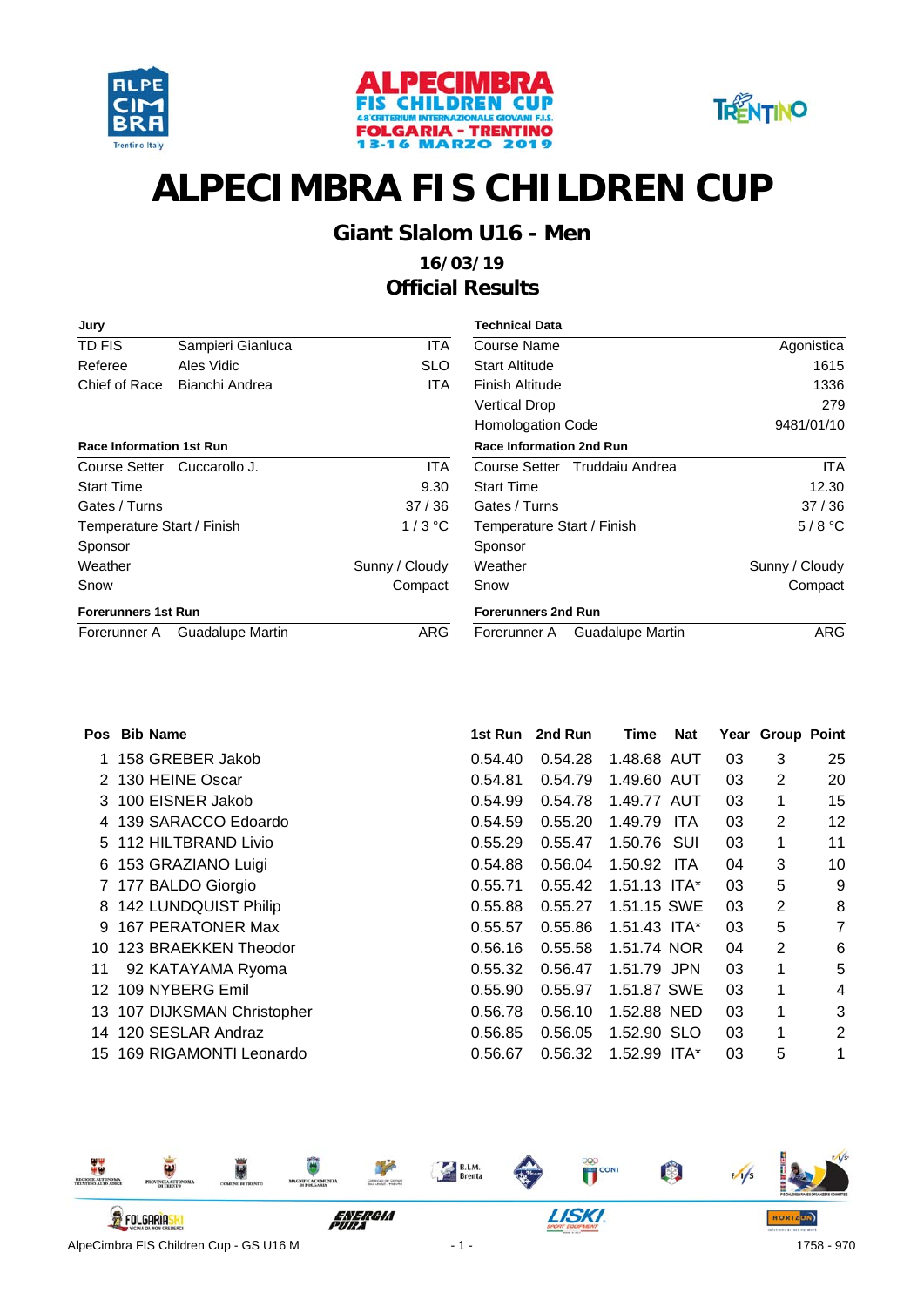# ALPECIMBRA FIS CHILDREN CUP

## Giant Slalom U16 - Men

### 16/03/19

### Official Results

| Jury | | |
|---|---|---|
| TD FIS | Sampieri Gianluca | ITA |
| Referee | Ales Vidic | SLO |
| Chief of Race | Bianchi Andrea | ITA |

| Technical Data | |
|---|---|
| Course Name | Agonistica |
| Start Altitude | 1615 |
| Finish Altitude | 1336 |
| Vertical Drop | 279 |
| Homologation Code | 9481/01/10 |

| Race Information 1st Run | | |
|---|---|---|
| Course Setter | Cuccarollo J. | ITA |
| Start Time | | 9.30 |
| Gates / Turns | | 37 / 36 |
| Temperature Start / Finish | | 1 / 3 °C |
| Sponsor | | |
| Weather | | Sunny / Cloudy |
| Snow | | Compact |

| Race Information 2nd Run | | |
|---|---|---|
| Course Setter | Truddaiu Andrea | ITA |
| Start Time | | 12.30 |
| Gates / Turns | | 37 / 36 |
| Temperature Start / Finish | | 5 / 8 °C |
| Sponsor | | |
| Weather | | Sunny / Cloudy |
| Snow | | Compact |

| Forerunners 1st Run | | |
|---|---|---|
| Forerunner A | Guadalupe Martin | ARG |

| Forerunners 2nd Run | | |
|---|---|---|
| Forerunner A | Guadalupe Martin | ARG |

| Pos | Bib | Name | 1st Run | 2nd Run | Time | Nat | Year | Group | Point |
|---|---|---|---|---|---|---|---|---|---|
| 1 | 158 | GREBER Jakob | 0.54.40 | 0.54.28 | 1.48.68 | AUT | 03 | 3 | 25 |
| 2 | 130 | HEINE Oscar | 0.54.81 | 0.54.79 | 1.49.60 | AUT | 03 | 2 | 20 |
| 3 | 100 | EISNER Jakob | 0.54.99 | 0.54.78 | 1.49.77 | AUT | 03 | 1 | 15 |
| 4 | 139 | SARACCO Edoardo | 0.54.59 | 0.55.20 | 1.49.79 | ITA | 03 | 2 | 12 |
| 5 | 112 | HILTBRAND Livio | 0.55.29 | 0.55.47 | 1.50.76 | SUI | 03 | 1 | 11 |
| 6 | 153 | GRAZIANO Luigi | 0.54.88 | 0.56.04 | 1.50.92 | ITA | 04 | 3 | 10 |
| 7 | 177 | BALDO Giorgio | 0.55.71 | 0.55.42 | 1.51.13 | ITA* | 03 | 5 | 9 |
| 8 | 142 | LUNDQUIST Philip | 0.55.88 | 0.55.27 | 1.51.15 | SWE | 03 | 2 | 8 |
| 9 | 167 | PERATONER Max | 0.55.57 | 0.55.86 | 1.51.43 | ITA* | 03 | 5 | 7 |
| 10 | 123 | BRAEKKEN Theodor | 0.56.16 | 0.55.58 | 1.51.74 | NOR | 04 | 2 | 6 |
| 11 | 92 | KATAYAMA Ryoma | 0.55.32 | 0.56.47 | 1.51.79 | JPN | 03 | 1 | 5 |
| 12 | 109 | NYBERG Emil | 0.55.90 | 0.55.97 | 1.51.87 | SWE | 03 | 1 | 4 |
| 13 | 107 | DIJKSMAN Christopher | 0.56.78 | 0.56.10 | 1.52.88 | NED | 03 | 1 | 3 |
| 14 | 120 | SESLAR Andraz | 0.56.85 | 0.56.05 | 1.52.90 | SLO | 03 | 1 | 2 |
| 15 | 169 | RIGAMONTI Leonardo | 0.56.67 | 0.56.32 | 1.52.99 | ITA* | 03 | 5 | 1 |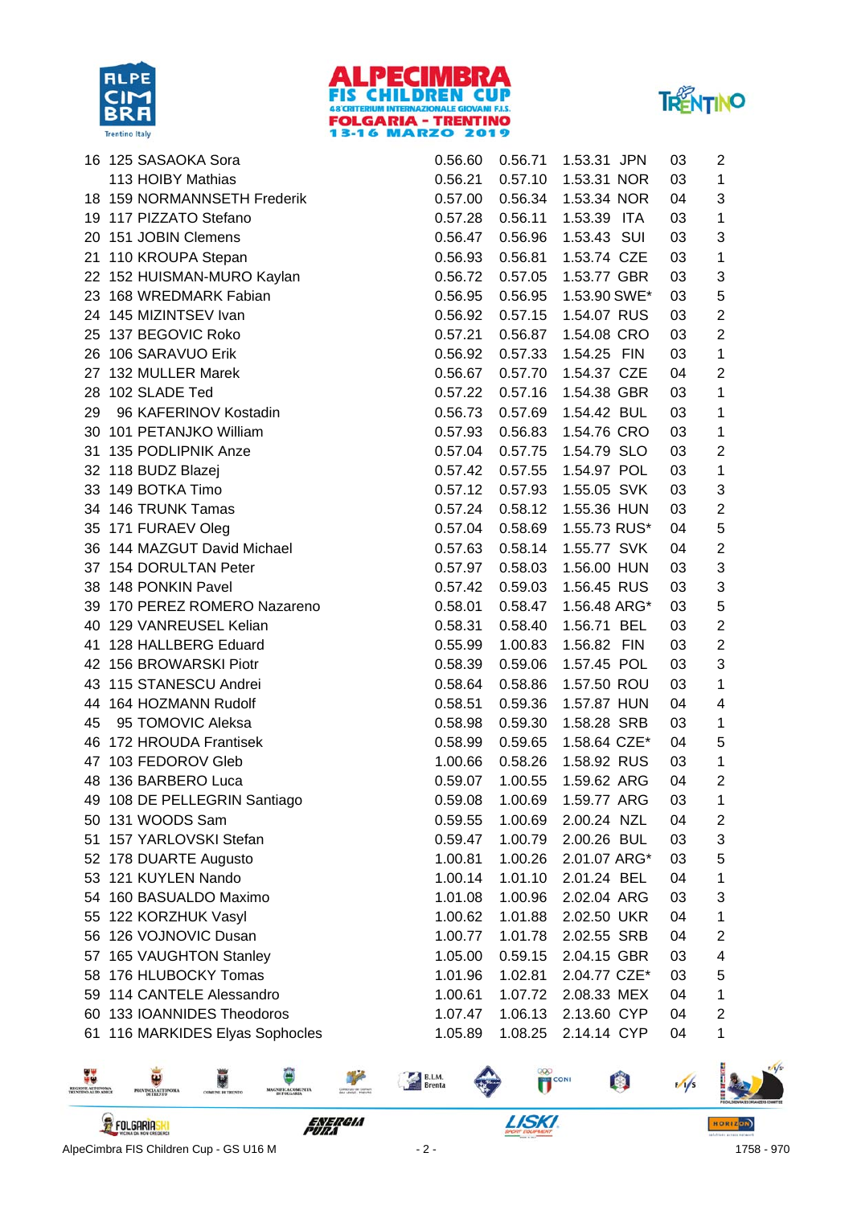| Rank | Bib | Name | Run 1 | Run 2 | Total | Nat | Year | Group |
|---|---|---|---|---|---|---|---|---|
| 16 | 125 | SASAOKA Sora | 0.56.60 | 0.56.71 | 1.53.31 | JPN | 03 | 2 |
| | 113 | HOIBY Mathias | 0.56.21 | 0.57.10 | 1.53.31 | NOR | 03 | 1 |
| 18 | 159 | NORMANNSETH Frederik | 0.57.00 | 0.56.34 | 1.53.34 | NOR | 04 | 3 |
| 19 | 117 | PIZZATO Stefano | 0.57.28 | 0.56.11 | 1.53.39 | ITA | 03 | 1 |
| 20 | 151 | JOBIN Clemens | 0.56.47 | 0.56.96 | 1.53.43 | SUI | 03 | 3 |
| 21 | 110 | KROUPA Stepan | 0.56.93 | 0.56.81 | 1.53.74 | CZE | 03 | 1 |
| 22 | 152 | HUISMAN-MURO Kaylan | 0.56.72 | 0.57.05 | 1.53.77 | GBR | 03 | 3 |
| 23 | 168 | WREDMARK Fabian | 0.56.95 | 0.56.95 | 1.53.90 | SWE* | 03 | 5 |
| 24 | 145 | MIZINTSEV Ivan | 0.56.92 | 0.57.15 | 1.54.07 | RUS | 03 | 2 |
| 25 | 137 | BEGOVIC Roko | 0.57.21 | 0.56.87 | 1.54.08 | CRO | 03 | 2 |
| 26 | 106 | SARAVUO Erik | 0.56.92 | 0.57.33 | 1.54.25 | FIN | 03 | 1 |
| 27 | 132 | MULLER Marek | 0.56.67 | 0.57.70 | 1.54.37 | CZE | 04 | 2 |
| 28 | 102 | SLADE Ted | 0.57.22 | 0.57.16 | 1.54.38 | GBR | 03 | 1 |
| 29 | 96 | KAFERINOV Kostadin | 0.56.73 | 0.57.69 | 1.54.42 | BUL | 03 | 1 |
| 30 | 101 | PETANJKO William | 0.57.93 | 0.56.83 | 1.54.76 | CRO | 03 | 1 |
| 31 | 135 | PODLIPNIK Anze | 0.57.04 | 0.57.75 | 1.54.79 | SLO | 03 | 2 |
| 32 | 118 | BUDZ Blazej | 0.57.42 | 0.57.55 | 1.54.97 | POL | 03 | 1 |
| 33 | 149 | BOTKA Timo | 0.57.12 | 0.57.93 | 1.55.05 | SVK | 03 | 3 |
| 34 | 146 | TRUNK Tamas | 0.57.24 | 0.58.12 | 1.55.36 | HUN | 03 | 2 |
| 35 | 171 | FURAEV Oleg | 0.57.04 | 0.58.69 | 1.55.73 | RUS* | 04 | 5 |
| 36 | 144 | MAZGUT David Michael | 0.57.63 | 0.58.14 | 1.55.77 | SVK | 04 | 2 |
| 37 | 154 | DORULTAN Peter | 0.57.97 | 0.58.03 | 1.56.00 | HUN | 03 | 3 |
| 38 | 148 | PONKIN Pavel | 0.57.42 | 0.59.03 | 1.56.45 | RUS | 03 | 3 |
| 39 | 170 | PEREZ ROMERO Nazareno | 0.58.01 | 0.58.47 | 1.56.48 | ARG* | 03 | 5 |
| 40 | 129 | VANREUSEL Kelian | 0.58.31 | 0.58.40 | 1.56.71 | BEL | 03 | 2 |
| 41 | 128 | HALLBERG Eduard | 0.55.99 | 1.00.83 | 1.56.82 | FIN | 03 | 2 |
| 42 | 156 | BROWARSKI Piotr | 0.58.39 | 0.59.06 | 1.57.45 | POL | 03 | 3 |
| 43 | 115 | STANESCU Andrei | 0.58.64 | 0.58.86 | 1.57.50 | ROU | 03 | 1 |
| 44 | 164 | HOZMANN Rudolf | 0.58.51 | 0.59.36 | 1.57.87 | HUN | 04 | 4 |
| 45 | 95 | TOMOVIC Aleksa | 0.58.98 | 0.59.30 | 1.58.28 | SRB | 03 | 1 |
| 46 | 172 | HROUDA Frantisek | 0.58.99 | 0.59.65 | 1.58.64 | CZE* | 04 | 5 |
| 47 | 103 | FEDOROV Gleb | 1.00.66 | 0.58.26 | 1.58.92 | RUS | 03 | 1 |
| 48 | 136 | BARBERO Luca | 0.59.07 | 1.00.55 | 1.59.62 | ARG | 04 | 2 |
| 49 | 108 | DE PELLEGRIN Santiago | 0.59.08 | 1.00.69 | 1.59.77 | ARG | 03 | 1 |
| 50 | 131 | WOODS Sam | 0.59.55 | 1.00.69 | 2.00.24 | NZL | 04 | 2 |
| 51 | 157 | YARLOVSKI Stefan | 0.59.47 | 1.00.79 | 2.00.26 | BUL | 03 | 3 |
| 52 | 178 | DUARTE Augusto | 1.00.81 | 1.00.26 | 2.01.07 | ARG* | 03 | 5 |
| 53 | 121 | KUYLEN Nando | 1.00.14 | 1.01.10 | 2.01.24 | BEL | 04 | 1 |
| 54 | 160 | BASUALDO Maximo | 1.01.08 | 1.00.96 | 2.02.04 | ARG | 03 | 3 |
| 55 | 122 | KORZHUK Vasyl | 1.00.62 | 1.01.88 | 2.02.50 | UKR | 04 | 1 |
| 56 | 126 | VOJNOVIC Dusan | 1.00.77 | 1.01.78 | 2.02.55 | SRB | 04 | 2 |
| 57 | 165 | VAUGHTON Stanley | 1.05.00 | 0.59.15 | 2.04.15 | GBR | 03 | 4 |
| 58 | 176 | HLUBOCKY Tomas | 1.01.96 | 1.02.81 | 2.04.77 | CZE* | 03 | 5 |
| 59 | 114 | CANTELE Alessandro | 1.00.61 | 1.07.72 | 2.08.33 | MEX | 04 | 1 |
| 60 | 133 | IOANNIDES Theodoros | 1.07.47 | 1.06.13 | 2.13.60 | CYP | 04 | 2 |
| 61 | 116 | MARKIDES Elyas Sophocles | 1.05.89 | 1.08.25 | 2.14.14 | CYP | 04 | 1 |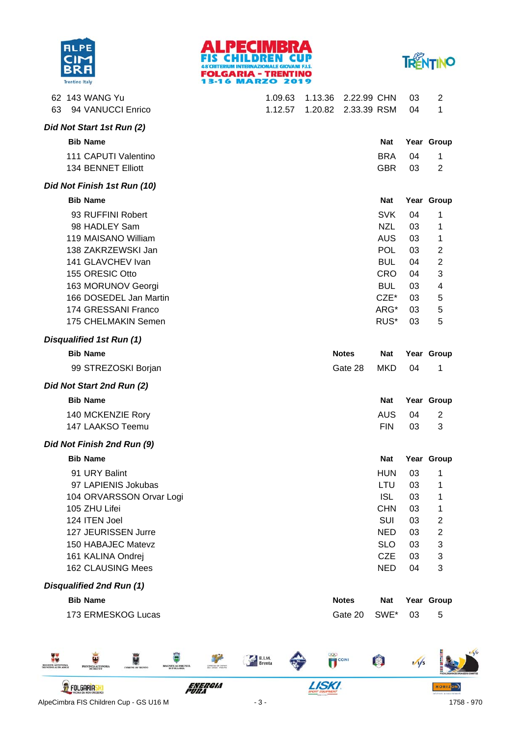| Rank | Bib | Name | Run 1 | Run 2 | Total | Nat | Year | Group |
|---|---|---|---|---|---|---|---|---|
| 62 | 143 | WANG Yu | 1.09.63 | 1.13.36 | 2.22.99 | CHN | 03 | 2 |
| 63 | 94 | VANUCCI Enrico | 1.12.57 | 1.20.82 | 2.33.39 | RSM | 04 | 1 |

### *Did Not Start 1st Run (2)*

| Bib | Name | Nat | Year | Group |
|---|---|---|---|---|
| 111 | CAPUTI Valentino | BRA | 04 | 1 |
| 134 | BENNET Elliott | GBR | 03 | 2 |

### *Did Not Finish 1st Run (10)*

| Bib | Name | Nat | Year | Group |
|---|---|---|---|---|
| 93 | RUFFINI Robert | SVK | 04 | 1 |
| 98 | HADLEY Sam | NZL | 03 | 1 |
| 119 | MAISANO William | AUS | 03 | 1 |
| 138 | ZAKRZEWSKI Jan | POL | 03 | 2 |
| 141 | GLAVCHEV Ivan | BUL | 04 | 2 |
| 155 | ORESIC Otto | CRO | 04 | 3 |
| 163 | MORUNOV Georgi | BUL | 03 | 4 |
| 166 | DOSEDEL Jan Martin | CZE* | 03 | 5 |
| 174 | GRESSANI Franco | ARG* | 03 | 5 |
| 175 | CHELMAKIN Semen | RUS* | 03 | 5 |

### *Disqualified 1st Run (1)*

| Bib | Name | Notes | Nat | Year | Group |
|---|---|---|---|---|---|
| 99 | STREZOSKI Borjan | Gate 28 | MKD | 04 | 1 |

### *Did Not Start 2nd Run (2)*

| Bib | Name | Nat | Year | Group |
|---|---|---|---|---|
| 140 | MCKENZIE Rory | AUS | 04 | 2 |
| 147 | LAAKSO Teemu | FIN | 03 | 3 |

### *Did Not Finish 2nd Run (9)*

| Bib | Name | Nat | Year | Group |
|---|---|---|---|---|
| 91 | URY Balint | HUN | 03 | 1 |
| 97 | LAPIENIS Jokubas | LTU | 03 | 1 |
| 104 | ORVARSSON Orvar Logi | ISL | 03 | 1 |
| 105 | ZHU Lifei | CHN | 03 | 1 |
| 124 | ITEN Joel | SUI | 03 | 2 |
| 127 | JEURISSEN Jurre | NED | 03 | 2 |
| 150 | HABAJEC Matevz | SLO | 03 | 3 |
| 161 | KALINA Ondrej | CZE | 03 | 3 |
| 162 | CLAUSING Mees | NED | 04 | 3 |

### *Disqualified 2nd Run (1)*

| Bib | Name | Notes | Nat | Year | Group |
|---|---|---|---|---|---|
| 173 | ERMESKOG Lucas | Gate 20 | SWE* | 03 | 5 |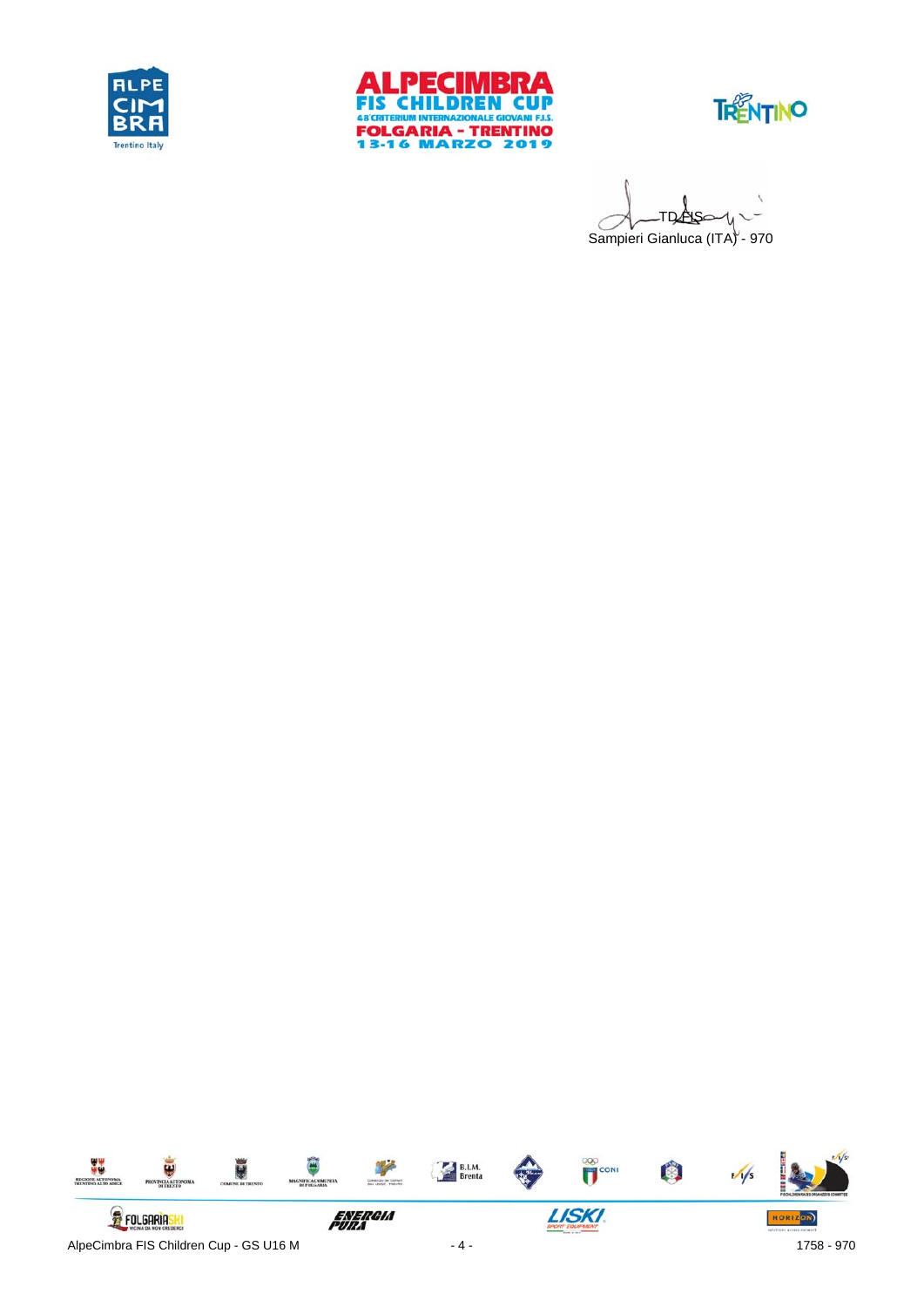TD FIS

Sampieri Gianluca (ITA) - 970